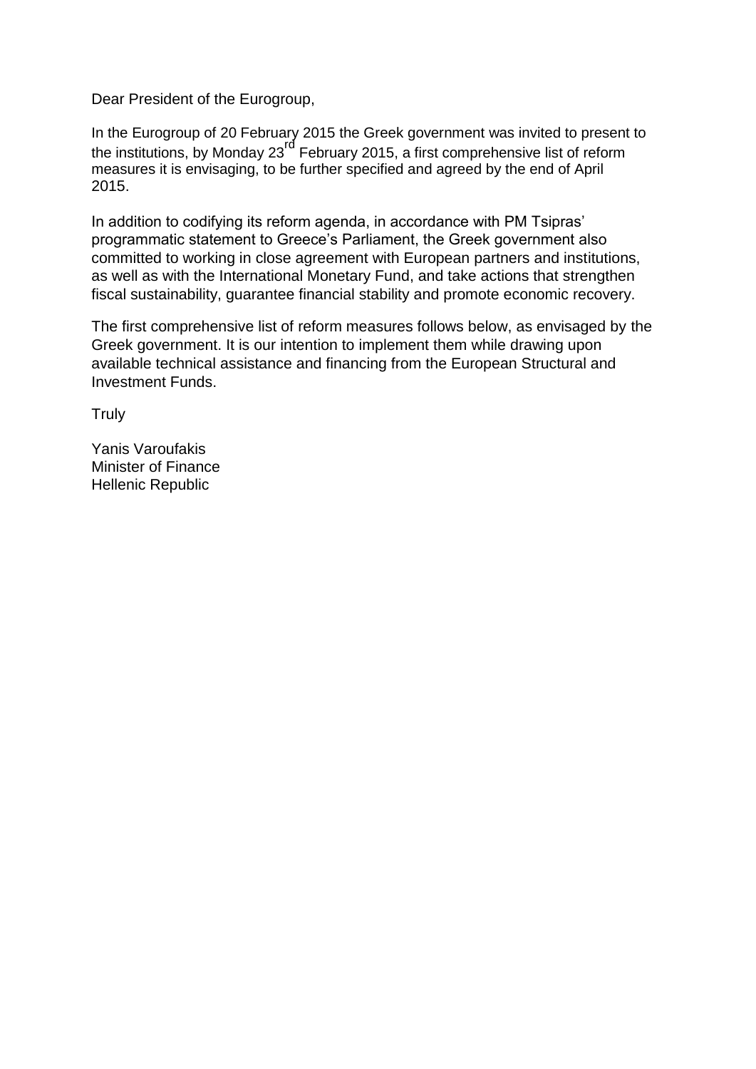Dear President of the Eurogroup,

In the Eurogroup of 20 February 2015 the Greek government was invited to present to the institutions, by Monday 23rd February 2015, a first comprehensive list of reform measures it is envisaging, to be further specified and agreed by the end of April 2015.

In addition to codifying its reform agenda, in accordance with PM Tsipras' programmatic statement to Greece's Parliament, the Greek government also committed to working in close agreement with European partners and institutions, as well as with the International Monetary Fund, and take actions that strengthen fiscal sustainability, guarantee financial stability and promote economic recovery.

The first comprehensive list of reform measures follows below, as envisaged by the Greek government. It is our intention to implement them while drawing upon available technical assistance and financing from the European Structural and Investment Funds.

Truly

Yanis Varoufakis
Minister of Finance
Hellenic Republic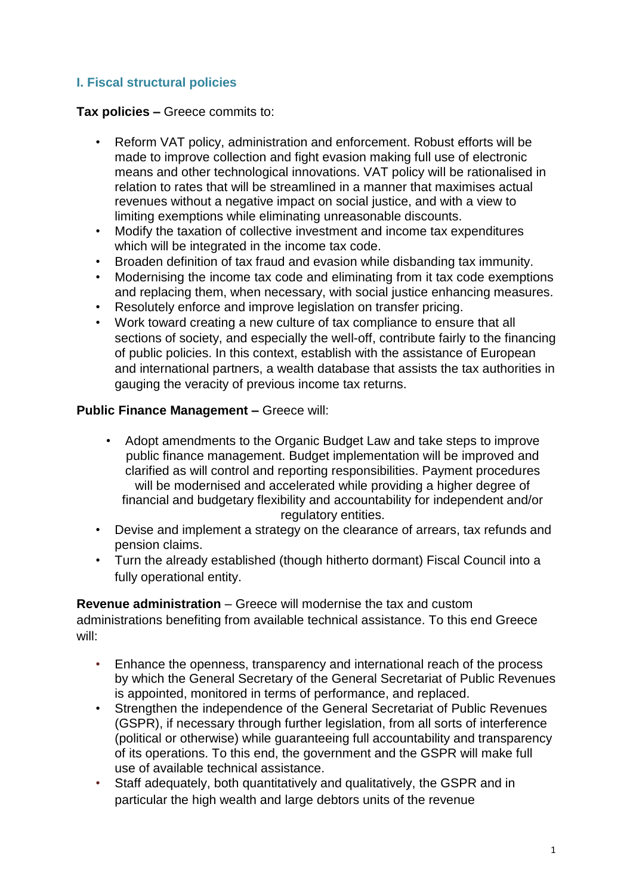## I. Fiscal structural policies

**Tax policies –** Greece commits to:

- Reform VAT policy, administration and enforcement. Robust efforts will be made to improve collection and fight evasion making full use of electronic means and other technological innovations. VAT policy will be rationalised in relation to rates that will be streamlined in a manner that maximises actual revenues without a negative impact on social justice, and with a view to limiting exemptions while eliminating unreasonable discounts.
- Modify the taxation of collective investment and income tax expenditures which will be integrated in the income tax code.
- Broaden definition of tax fraud and evasion while disbanding tax immunity.
- Modernising the income tax code and eliminating from it tax code exemptions and replacing them, when necessary, with social justice enhancing measures.
- Resolutely enforce and improve legislation on transfer pricing.
- Work toward creating a new culture of tax compliance to ensure that all sections of society, and especially the well-off, contribute fairly to the financing of public policies. In this context, establish with the assistance of European and international partners, a wealth database that assists the tax authorities in gauging the veracity of previous income tax returns.

**Public Finance Management –** Greece will:

- Adopt amendments to the Organic Budget Law and take steps to improve public finance management. Budget implementation will be improved and clarified as will control and reporting responsibilities. Payment procedures will be modernised and accelerated while providing a higher degree of financial and budgetary flexibility and accountability for independent and/or regulatory entities.
- Devise and implement a strategy on the clearance of arrears, tax refunds and pension claims.
- Turn the already established (though hitherto dormant) Fiscal Council into a fully operational entity.

**Revenue administration** – Greece will modernise the tax and custom administrations benefiting from available technical assistance. To this end Greece will:

- Enhance the openness, transparency and international reach of the process by which the General Secretary of the General Secretariat of Public Revenues is appointed, monitored in terms of performance, and replaced.
- Strengthen the independence of the General Secretariat of Public Revenues (GSPR), if necessary through further legislation, from all sorts of interference (political or otherwise) while guaranteeing full accountability and transparency of its operations. To this end, the government and the GSPR will make full use of available technical assistance.
- Staff adequately, both quantitatively and qualitatively, the GSPR and in particular the high wealth and large debtors units of the revenue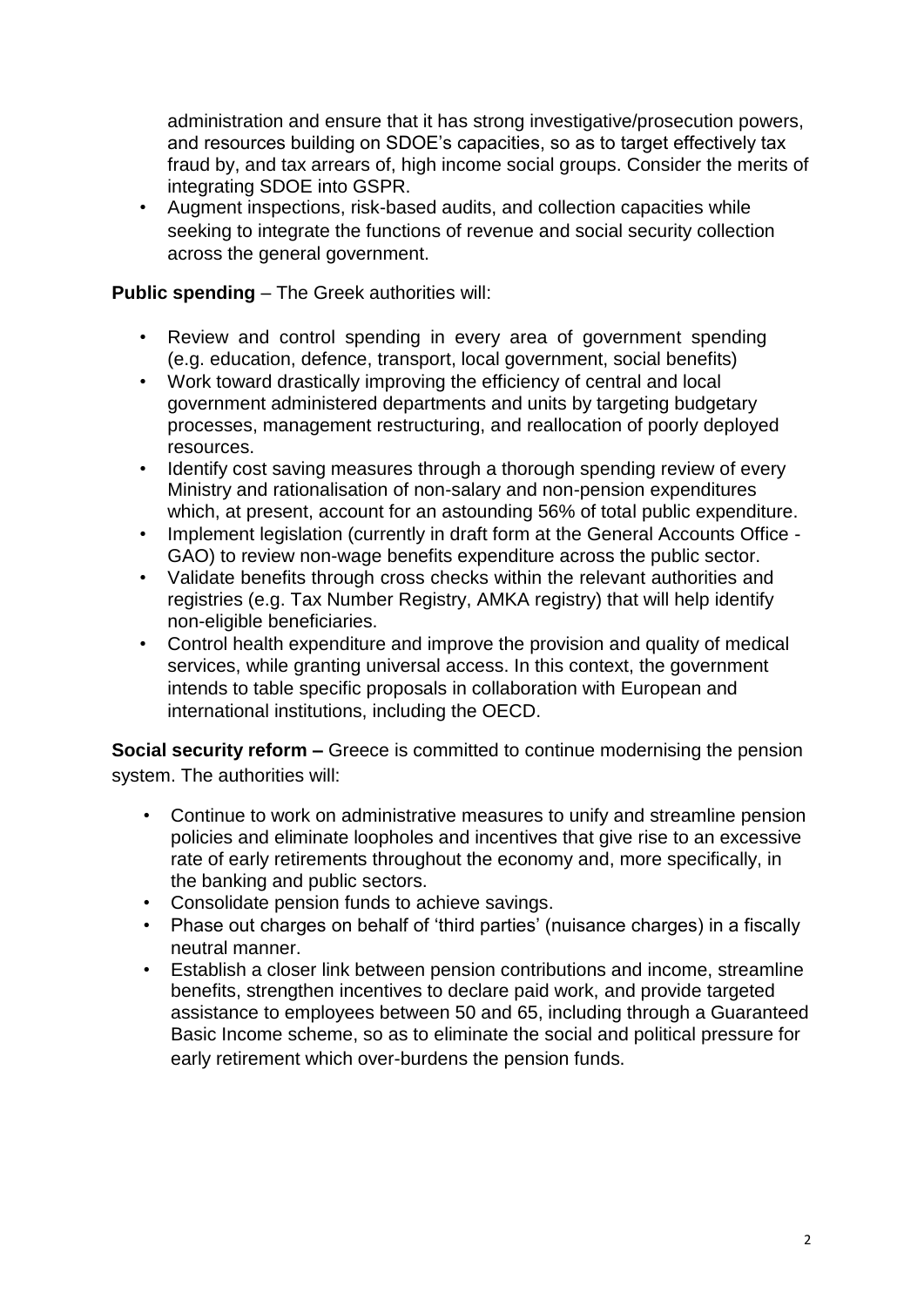administration and ensure that it has strong investigative/prosecution powers, and resources building on SDOE's capacities, so as to target effectively tax fraud by, and tax arrears of, high income social groups. Consider the merits of integrating SDOE into GSPR.

- Augment inspections, risk-based audits, and collection capacities while seeking to integrate the functions of revenue and social security collection across the general government.

**Public spending** – The Greek authorities will:

- Review and control spending in every area of government spending (e.g. education, defence, transport, local government, social benefits)
- Work toward drastically improving the efficiency of central and local government administered departments and units by targeting budgetary processes, management restructuring, and reallocation of poorly deployed resources.
- Identify cost saving measures through a thorough spending review of every Ministry and rationalisation of non-salary and non-pension expenditures which, at present, account for an astounding 56% of total public expenditure.
- Implement legislation (currently in draft form at the General Accounts Office - GAO) to review non-wage benefits expenditure across the public sector.
- Validate benefits through cross checks within the relevant authorities and registries (e.g. Tax Number Registry, AMKA registry) that will help identify non-eligible beneficiaries.
- Control health expenditure and improve the provision and quality of medical services, while granting universal access. In this context, the government intends to table specific proposals in collaboration with European and international institutions, including the OECD.

**Social security reform –** Greece is committed to continue modernising the pension system. The authorities will:

- Continue to work on administrative measures to unify and streamline pension policies and eliminate loopholes and incentives that give rise to an excessive rate of early retirements throughout the economy and, more specifically, in the banking and public sectors.
- Consolidate pension funds to achieve savings.
- Phase out charges on behalf of 'third parties' (nuisance charges) in a fiscally neutral manner.
- Establish a closer link between pension contributions and income, streamline benefits, strengthen incentives to declare paid work, and provide targeted assistance to employees between 50 and 65, including through a Guaranteed Basic Income scheme, so as to eliminate the social and political pressure for early retirement which over-burdens the pension funds.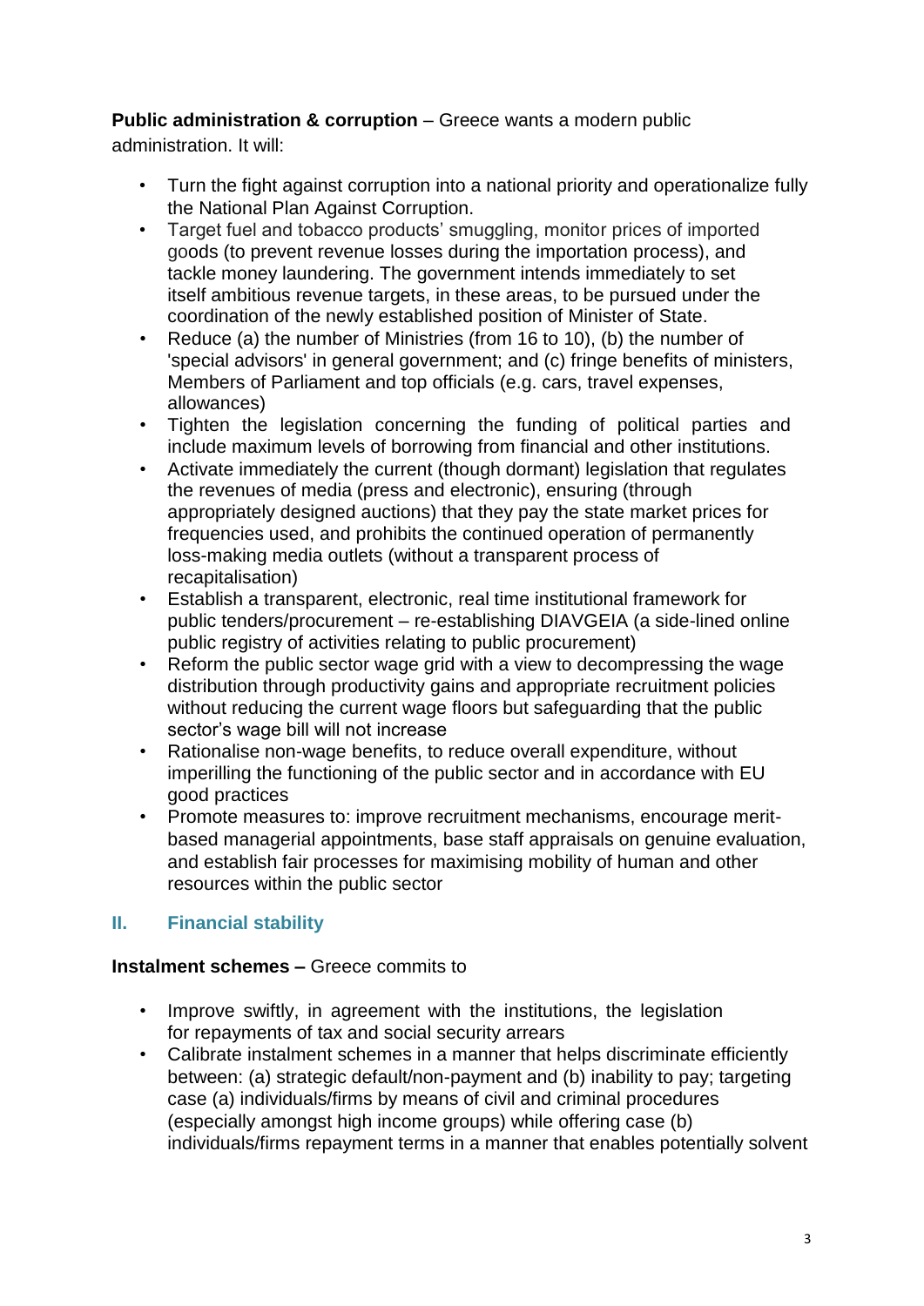**Public administration & corruption** – Greece wants a modern public administration. It will:

- Turn the fight against corruption into a national priority and operationalize fully the National Plan Against Corruption.
- Target fuel and tobacco products' smuggling, monitor prices of imported goods (to prevent revenue losses during the importation process), and tackle money laundering. The government intends immediately to set itself ambitious revenue targets, in these areas, to be pursued under the coordination of the newly established position of Minister of State.
- Reduce (a) the number of Ministries (from 16 to 10), (b) the number of 'special advisors' in general government; and (c) fringe benefits of ministers, Members of Parliament and top officials (e.g. cars, travel expenses, allowances)
- Tighten the legislation concerning the funding of political parties and include maximum levels of borrowing from financial and other institutions.
- Activate immediately the current (though dormant) legislation that regulates the revenues of media (press and electronic), ensuring (through appropriately designed auctions) that they pay the state market prices for frequencies used, and prohibits the continued operation of permanently loss-making media outlets (without a transparent process of recapitalisation)
- Establish a transparent, electronic, real time institutional framework for public tenders/procurement – re-establishing DIAVGEIA (a side-lined online public registry of activities relating to public procurement)
- Reform the public sector wage grid with a view to decompressing the wage distribution through productivity gains and appropriate recruitment policies without reducing the current wage floors but safeguarding that the public sector's wage bill will not increase
- Rationalise non-wage benefits, to reduce overall expenditure, without imperilling the functioning of the public sector and in accordance with EU good practices
- Promote measures to: improve recruitment mechanisms, encourage merit-based managerial appointments, base staff appraisals on genuine evaluation, and establish fair processes for maximising mobility of human and other resources within the public sector

## II. Financial stability

**Instalment schemes –** Greece commits to

- Improve swiftly, in agreement with the institutions, the legislation for repayments of tax and social security arrears
- Calibrate instalment schemes in a manner that helps discriminate efficiently between: (a) strategic default/non-payment and (b) inability to pay; targeting case (a) individuals/firms by means of civil and criminal procedures (especially amongst high income groups) while offering case (b) individuals/firms repayment terms in a manner that enables potentially solvent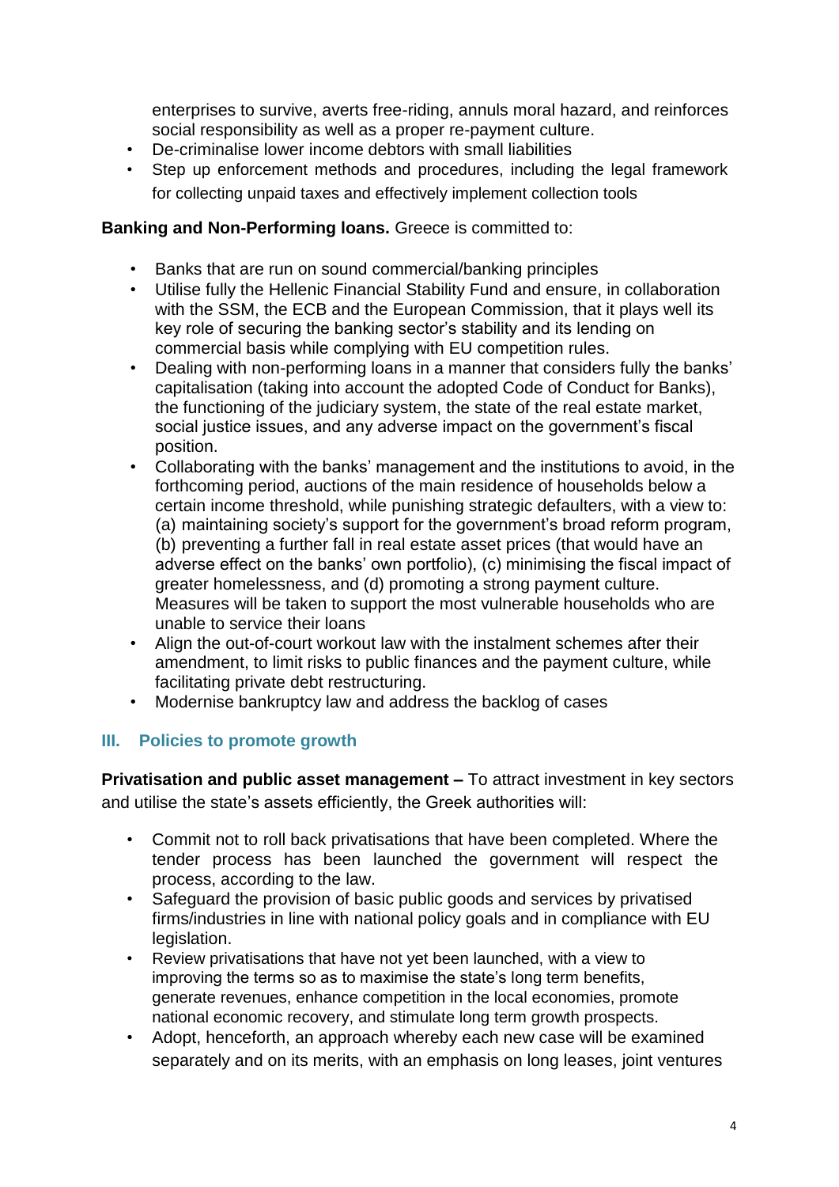enterprises to survive, averts free-riding, annuls moral hazard, and reinforces social responsibility as well as a proper re-payment culture.

- De-criminalise lower income debtors with small liabilities
- Step up enforcement methods and procedures, including the legal framework for collecting unpaid taxes and effectively implement collection tools

**Banking and Non-Performing loans.** Greece is committed to:

- Banks that are run on sound commercial/banking principles
- Utilise fully the Hellenic Financial Stability Fund and ensure, in collaboration with the SSM, the ECB and the European Commission, that it plays well its key role of securing the banking sector's stability and its lending on commercial basis while complying with EU competition rules.
- Dealing with non-performing loans in a manner that considers fully the banks' capitalisation (taking into account the adopted Code of Conduct for Banks), the functioning of the judiciary system, the state of the real estate market, social justice issues, and any adverse impact on the government's fiscal position.
- Collaborating with the banks' management and the institutions to avoid, in the forthcoming period, auctions of the main residence of households below a certain income threshold, while punishing strategic defaulters, with a view to: (a) maintaining society's support for the government's broad reform program, (b) preventing a further fall in real estate asset prices (that would have an adverse effect on the banks' own portfolio), (c) minimising the fiscal impact of greater homelessness, and (d) promoting a strong payment culture. Measures will be taken to support the most vulnerable households who are unable to service their loans
- Align the out-of-court workout law with the instalment schemes after their amendment, to limit risks to public finances and the payment culture, while facilitating private debt restructuring.
- Modernise bankruptcy law and address the backlog of cases

## III. Policies to promote growth

**Privatisation and public asset management –** To attract investment in key sectors and utilise the state's assets efficiently, the Greek authorities will:

- Commit not to roll back privatisations that have been completed. Where the tender process has been launched the government will respect the process, according to the law.
- Safeguard the provision of basic public goods and services by privatised firms/industries in line with national policy goals and in compliance with EU legislation.
- Review privatisations that have not yet been launched, with a view to improving the terms so as to maximise the state's long term benefits, generate revenues, enhance competition in the local economies, promote national economic recovery, and stimulate long term growth prospects.
- Adopt, henceforth, an approach whereby each new case will be examined separately and on its merits, with an emphasis on long leases, joint ventures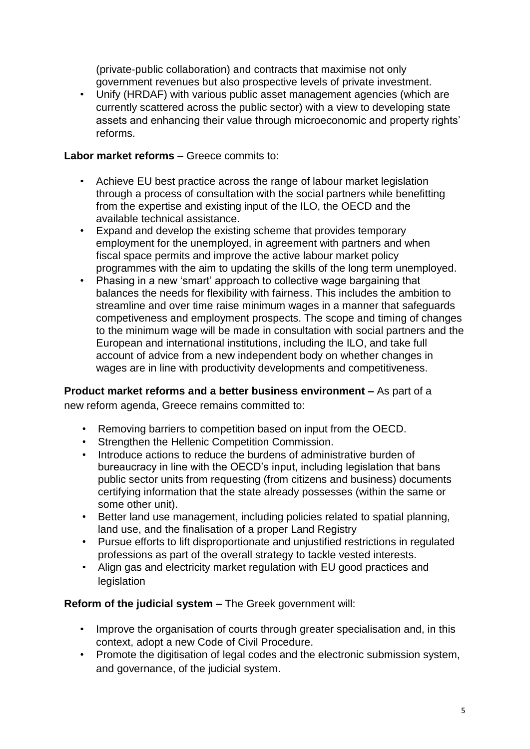(private-public collaboration) and contracts that maximise not only government revenues but also prospective levels of private investment.
- Unify (HRDAF) with various public asset management agencies (which are currently scattered across the public sector) with a view to developing state assets and enhancing their value through microeconomic and property rights' reforms.

**Labor market reforms** – Greece commits to:

- Achieve EU best practice across the range of labour market legislation through a process of consultation with the social partners while benefitting from the expertise and existing input of the ILO, the OECD and the available technical assistance.
- Expand and develop the existing scheme that provides temporary employment for the unemployed, in agreement with partners and when fiscal space permits and improve the active labour market policy programmes with the aim to updating the skills of the long term unemployed.
- Phasing in a new 'smart' approach to collective wage bargaining that balances the needs for flexibility with fairness. This includes the ambition to streamline and over time raise minimum wages in a manner that safeguards competiveness and employment prospects. The scope and timing of changes to the minimum wage will be made in consultation with social partners and the European and international institutions, including the ILO, and take full account of advice from a new independent body on whether changes in wages are in line with productivity developments and competitiveness.

**Product market reforms and a better business environment –** As part of a new reform agenda, Greece remains committed to:

- Removing barriers to competition based on input from the OECD.
- Strengthen the Hellenic Competition Commission.
- Introduce actions to reduce the burdens of administrative burden of bureaucracy in line with the OECD's input, including legislation that bans public sector units from requesting (from citizens and business) documents certifying information that the state already possesses (within the same or some other unit).
- Better land use management, including policies related to spatial planning, land use, and the finalisation of a proper Land Registry
- Pursue efforts to lift disproportionate and unjustified restrictions in regulated professions as part of the overall strategy to tackle vested interests.
- Align gas and electricity market regulation with EU good practices and legislation

**Reform of the judicial system –** The Greek government will:

- Improve the organisation of courts through greater specialisation and, in this context, adopt a new Code of Civil Procedure.
- Promote the digitisation of legal codes and the electronic submission system, and governance, of the judicial system.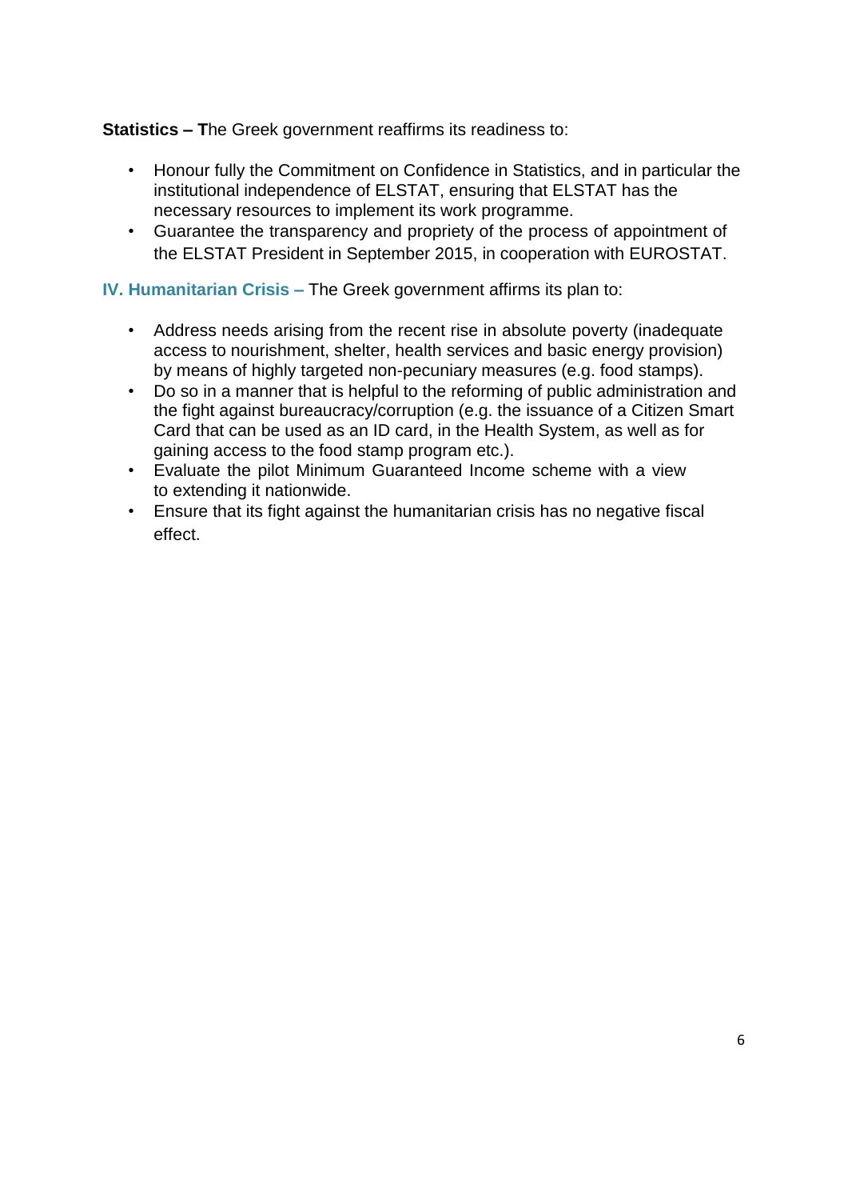**Statistics – The** Greek government reaffirms its readiness to:

- Honour fully the Commitment on Confidence in Statistics, and in particular the institutional independence of ELSTAT, ensuring that ELSTAT has the necessary resources to implement its work programme.
- Guarantee the transparency and propriety of the process of appointment of the ELSTAT President in September 2015, in cooperation with EUROSTAT.

**IV. Humanitarian Crisis –** The Greek government affirms its plan to:

- Address needs arising from the recent rise in absolute poverty (inadequate access to nourishment, shelter, health services and basic energy provision) by means of highly targeted non-pecuniary measures (e.g. food stamps).
- Do so in a manner that is helpful to the reforming of public administration and the fight against bureaucracy/corruption (e.g. the issuance of a Citizen Smart Card that can be used as an ID card, in the Health System, as well as for gaining access to the food stamp program etc.).
- Evaluate the pilot Minimum Guaranteed Income scheme with a view to extending it nationwide.
- Ensure that its fight against the humanitarian crisis has no negative fiscal effect.